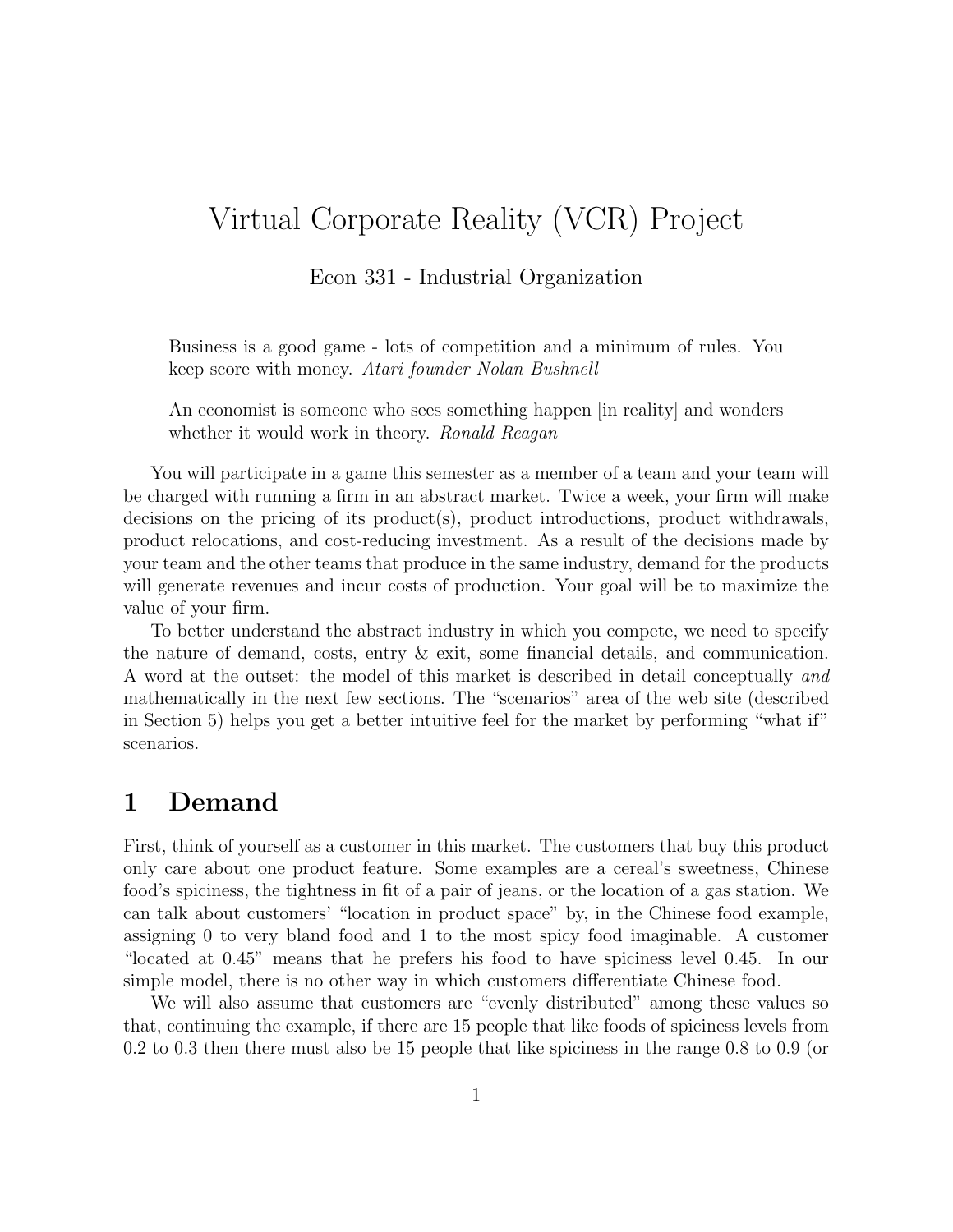# Virtual Corporate Reality (VCR) Project

Econ 331 - Industrial Organization

> Business is a good game - lots of competition and a minimum of rules. You keep score with money. *Atari founder Nolan Bushnell*

> An economist is someone who sees something happen [in reality] and wonders whether it would work in theory. *Ronald Reagan*

You will participate in a game this semester as a member of a team and your team will be charged with running a firm in an abstract market. Twice a week, your firm will make decisions on the pricing of its product(s), product introductions, product withdrawals, product relocations, and cost-reducing investment. As a result of the decisions made by your team and the other teams that produce in the same industry, demand for the products will generate revenues and incur costs of production. Your goal will be to maximize the value of your firm.

To better understand the abstract industry in which you compete, we need to specify the nature of demand, costs, entry & exit, some financial details, and communication. A word at the outset: the model of this market is described in detail conceptually *and* mathematically in the next few sections. The "scenarios" area of the web site (described in Section 5) helps you get a better intuitive feel for the market by performing "what if" scenarios.

## 1 Demand

First, think of yourself as a customer in this market. The customers that buy this product only care about one product feature. Some examples are a cereal's sweetness, Chinese food's spiciness, the tightness in fit of a pair of jeans, or the location of a gas station. We can talk about customers' "location in product space" by, in the Chinese food example, assigning 0 to very bland food and 1 to the most spicy food imaginable. A customer "located at 0.45" means that he prefers his food to have spiciness level 0.45. In our simple model, there is no other way in which customers differentiate Chinese food.

We will also assume that customers are "evenly distributed" among these values so that, continuing the example, if there are 15 people that like foods of spiciness levels from 0.2 to 0.3 then there must also be 15 people that like spiciness in the range 0.8 to 0.9 (or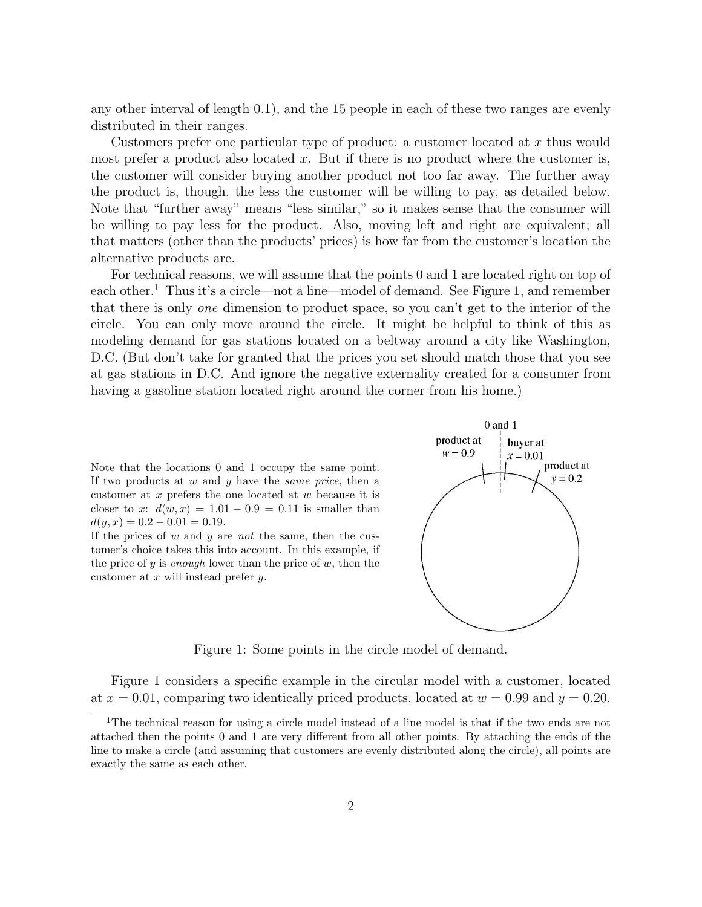any other interval of length 0.1), and the 15 people in each of these two ranges are evenly distributed in their ranges.

Customers prefer one particular type of product: a customer located at $x$ thus would most prefer a product also located $x$. But if there is no product where the customer is, the customer will consider buying another product not too far away. The further away the product is, though, the less the customer will be willing to pay, as detailed below. Note that "further away" means "less similar," so it makes sense that the consumer will be willing to pay less for the product. Also, moving left and right are equivalent; all that matters (other than the products' prices) is how far from the customer's location the alternative products are.

For technical reasons, we will assume that the points 0 and 1 are located right on top of each other.[1] Thus it's a circle—not a line—model of demand. See Figure 1, and remember that there is only *one* dimension to product space, so you can't get to the interior of the circle. You can only move around the circle. It might be helpful to think of this as modeling demand for gas stations located on a beltway around a city like Washington, D.C. (But don't take for granted that the prices you set should match those that you see at gas stations in D.C. And ignore the negative externality created for a consumer from having a gasoline station located right around the corner from his home.)

Note that the locations 0 and 1 occupy the same point. If two products at $w$ and $y$ have the *same price*, then a customer at $x$ prefers the one located at $w$ because it is closer to $x$: $d(w, x) = 1.01 - 0.9 = 0.11$ is smaller than $d(y, x) = 0.2 - 0.01 = 0.19$.
If the prices of $w$ and $y$ are *not* the same, then the customer's choice takes this into account. In this example, if the price of $y$ is *enough* lower than the price of $w$, then the customer at $x$ will instead prefer $y$.

0 and 1
product at $w = 0.9$
buyer at $x = 0.01$
product at $y = 0.2$

Figure 1: Some points in the circle model of demand.

Figure 1 considers a specific example in the circular model with a customer, located at $x = 0.01$, comparing two identically priced products, located at $w = 0.99$ and $y = 0.20$.

[1] The technical reason for using a circle model instead of a line model is that if the two ends are not attached then the points 0 and 1 are very different from all other points. By attaching the ends of the line to make a circle (and assuming that customers are evenly distributed along the circle), all points are exactly the same as each other.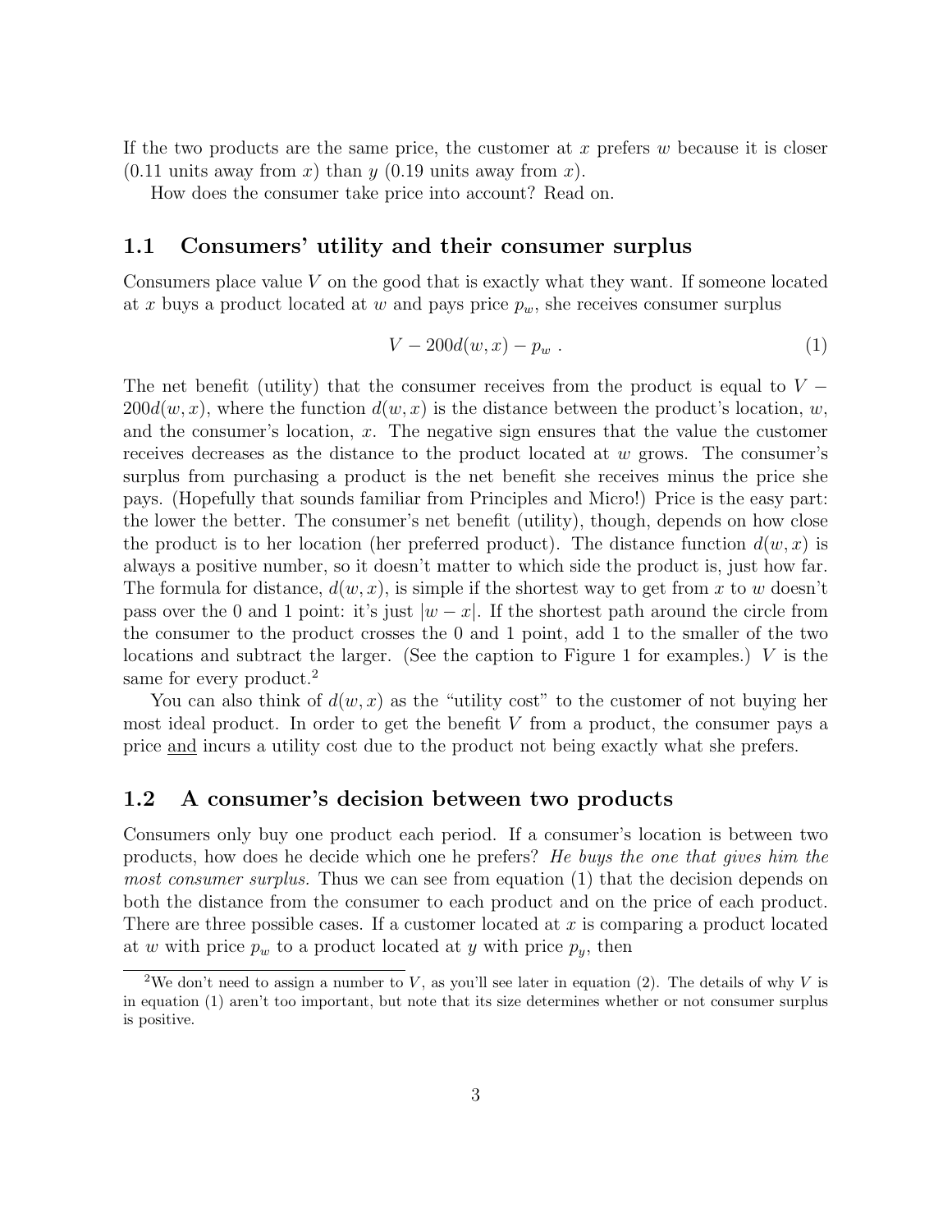If the two products are the same price, the customer at $x$ prefers $w$ because it is closer (0.11 units away from $x$) than $y$ (0.19 units away from $x$).

How does the consumer take price into account? Read on.

### 1.1 Consumers' utility and their consumer surplus

Consumers place value $V$ on the good that is exactly what they want. If someone located at $x$ buys a product located at $w$ and pays price $p_w$, she receives consumer surplus

$$V - 200d(w, x) - p_w \ . \tag{1}$$

The net benefit (utility) that the consumer receives from the product is equal to $V - 200d(w, x)$, where the function $d(w, x)$ is the distance between the product's location, $w$, and the consumer's location, $x$. The negative sign ensures that the value the customer receives decreases as the distance to the product located at $w$ grows. The consumer's surplus from purchasing a product is the net benefit she receives minus the price she pays. (Hopefully that sounds familiar from Principles and Micro!) Price is the easy part: the lower the better. The consumer's net benefit (utility), though, depends on how close the product is to her location (her preferred product). The distance function $d(w, x)$ is always a positive number, so it doesn't matter to which side the product is, just how far. The formula for distance, $d(w, x)$, is simple if the shortest way to get from $x$ to $w$ doesn't pass over the 0 and 1 point: it's just $|w - x|$. If the shortest path around the circle from the consumer to the product crosses the 0 and 1 point, add 1 to the smaller of the two locations and subtract the larger. (See the caption to Figure 1 for examples.) $V$ is the same for every product.[2]

You can also think of $d(w, x)$ as the "utility cost" to the customer of not buying her most ideal product. In order to get the benefit $V$ from a product, the consumer pays a price and incurs a utility cost due to the product not being exactly what she prefers.

### 1.2 A consumer's decision between two products

Consumers only buy one product each period. If a consumer's location is between two products, how does he decide which one he prefers? *He buys the one that gives him the most consumer surplus.* Thus we can see from equation (1) that the decision depends on both the distance from the consumer to each product and on the price of each product. There are three possible cases. If a customer located at $x$ is comparing a product located at $w$ with price $p_w$ to a product located at $y$ with price $p_y$, then

[2] We don't need to assign a number to $V$, as you'll see later in equation (2). The details of why $V$ is in equation (1) aren't too important, but note that its size determines whether or not consumer surplus is positive.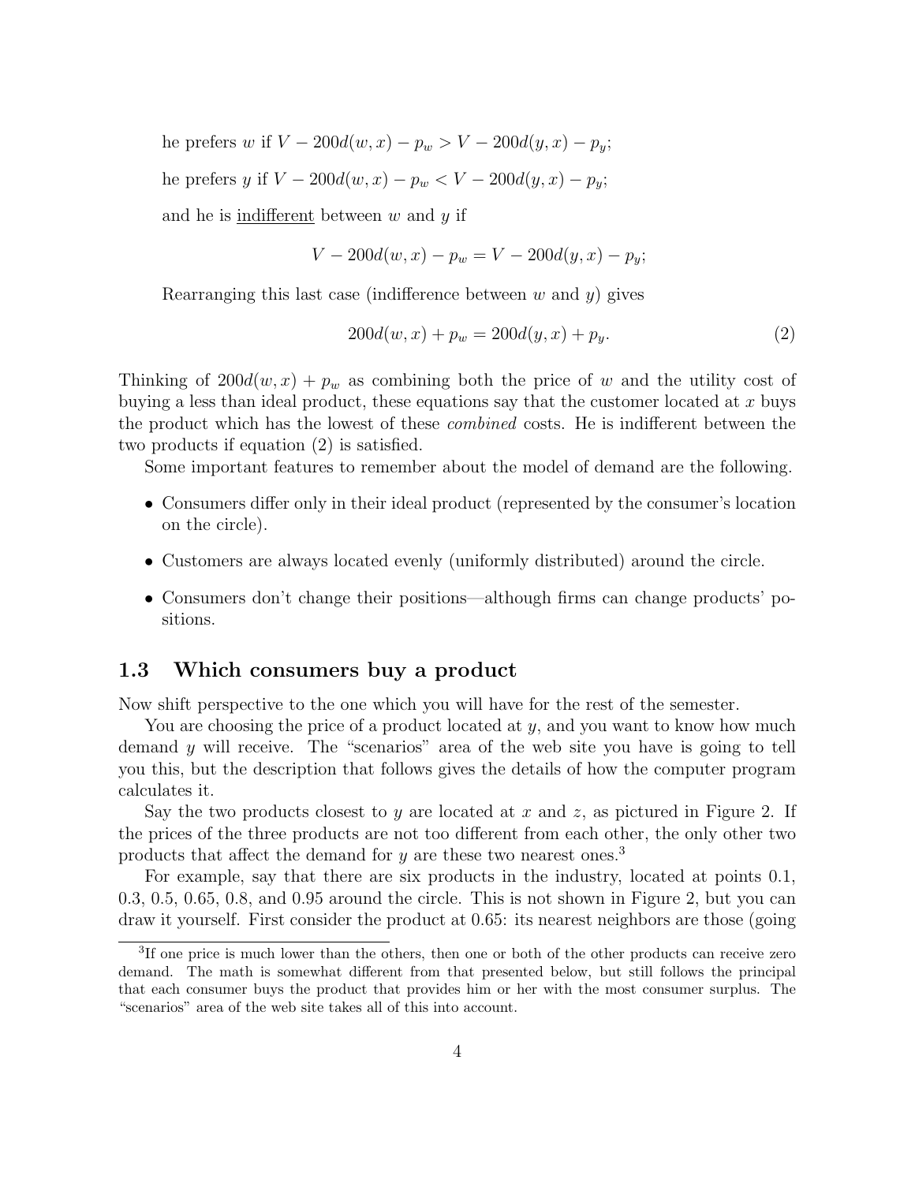he prefers $w$ if $V - 200d(w, x) - p_w > V - 200d(y, x) - p_y$;

he prefers $y$ if $V - 200d(w, x) - p_w < V - 200d(y, x) - p_y$;

and he is <u>indifferent</u> between $w$ and $y$ if

$$V - 200d(w, x) - p_w = V - 200d(y, x) - p_y;$$

Rearranging this last case (indifference between $w$ and $y$) gives

$$200d(w, x) + p_w = 200d(y, x) + p_y. \tag{2}$$

Thinking of $200d(w, x) + p_w$ as combining both the price of $w$ and the utility cost of buying a less than ideal product, these equations say that the customer located at $x$ buys the product which has the lowest of these *combined* costs. He is indifferent between the two products if equation (2) is satisfied.

Some important features to remember about the model of demand are the following.

- Consumers differ only in their ideal product (represented by the consumer's location on the circle).
- Customers are always located evenly (uniformly distributed) around the circle.
- Consumers don't change their positions—although firms can change products' positions.

## 1.3 Which consumers buy a product

Now shift perspective to the one which you will have for the rest of the semester.

You are choosing the price of a product located at $y$, and you want to know how much demand $y$ will receive. The "scenarios" area of the web site you have is going to tell you this, but the description that follows gives the details of how the computer program calculates it.

Say the two products closest to $y$ are located at $x$ and $z$, as pictured in Figure 2. If the prices of the three products are not too different from each other, the only other two products that affect the demand for $y$ are these two nearest ones.[3]

For example, say that there are six products in the industry, located at points 0.1, 0.3, 0.5, 0.65, 0.8, and 0.95 around the circle. This is not shown in Figure 2, but you can draw it yourself. First consider the product at 0.65: its nearest neighbors are those (going

[3] If one price is much lower than the others, then one or both of the other products can receive zero demand. The math is somewhat different from that presented below, but still follows the principal that each consumer buys the product that provides him or her with the most consumer surplus. The "scenarios" area of the web site takes all of this into account.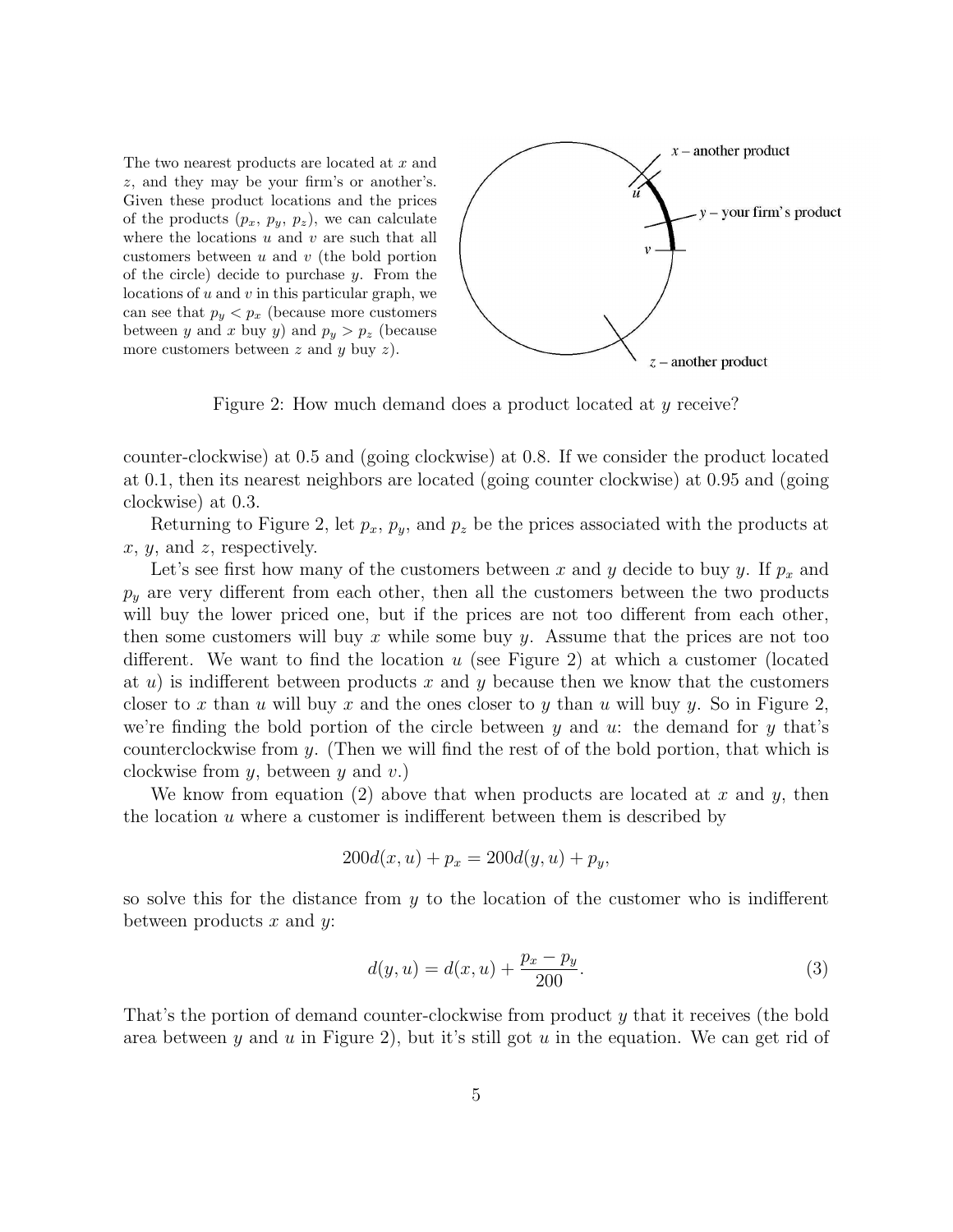The two nearest products are located at $x$ and $z$, and they may be your firm's or another's. Given these product locations and the prices of the products ($p_x$, $p_y$, $p_z$), we can calculate where the locations $u$ and $v$ are such that all customers between $u$ and $v$ (the bold portion of the circle) decide to purchase $y$. From the locations of $u$ and $v$ in this particular graph, we can see that $p_y < p_x$ (because more customers between $y$ and $x$ buy $y$) and $p_y > p_z$ (because more customers between $z$ and $y$ buy $z$).

Figure 2: How much demand does a product located at $y$ receive?

counter-clockwise) at 0.5 and (going clockwise) at 0.8. If we consider the product located at 0.1, then its nearest neighbors are located (going counter clockwise) at 0.95 and (going clockwise) at 0.3.

Returning to Figure 2, let $p_x$, $p_y$, and $p_z$ be the prices associated with the products at $x$, $y$, and $z$, respectively.

Let's see first how many of the customers between $x$ and $y$ decide to buy $y$. If $p_x$ and $p_y$ are very different from each other, then all the customers between the two products will buy the lower priced one, but if the prices are not too different from each other, then some customers will buy $x$ while some buy $y$. Assume that the prices are not too different. We want to find the location $u$ (see Figure 2) at which a customer (located at $u$) is indifferent between products $x$ and $y$ because then we know that the customers closer to $x$ than $u$ will buy $x$ and the ones closer to $y$ than $u$ will buy $y$. So in Figure 2, we're finding the bold portion of the circle between $y$ and $u$: the demand for $y$ that's counterclockwise from $y$. (Then we will find the rest of of the bold portion, that which is clockwise from $y$, between $y$ and $v$.)

We know from equation (2) above that when products are located at $x$ and $y$, then the location $u$ where a customer is indifferent between them is described by

$$200d(x, u) + p_x = 200d(y, u) + p_y,$$

so solve this for the distance from $y$ to the location of the customer who is indifferent between products $x$ and $y$:

$$d(y, u) = d(x, u) + \frac{p_x - p_y}{200}. \tag{3}$$

That's the portion of demand counter-clockwise from product $y$ that it receives (the bold area between $y$ and $u$ in Figure 2), but it's still got $u$ in the equation. We can get rid of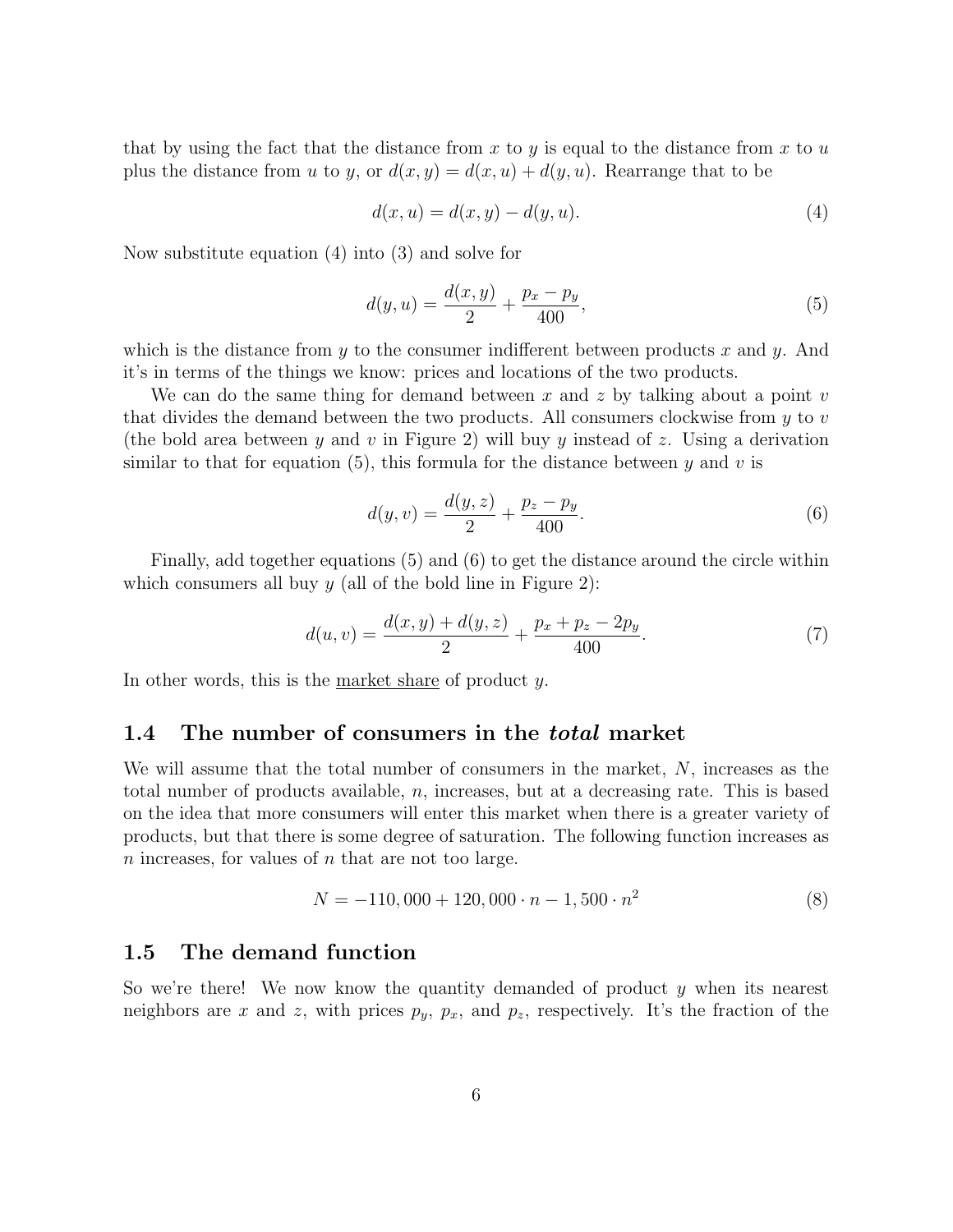that by using the fact that the distance from $x$ to $y$ is equal to the distance from $x$ to $u$ plus the distance from $u$ to $y$, or $d(x, y) = d(x, u) + d(y, u)$. Rearrange that to be

$$d(x, u) = d(x, y) - d(y, u). \tag{4}$$

Now substitute equation (4) into (3) and solve for

$$d(y, u) = \frac{d(x, y)}{2} + \frac{p_x - p_y}{400}, \tag{5}$$

which is the distance from $y$ to the consumer indifferent between products $x$ and $y$. And it's in terms of the things we know: prices and locations of the two products.

We can do the same thing for demand between $x$ and $z$ by talking about a point $v$ that divides the demand between the two products. All consumers clockwise from $y$ to $v$ (the bold area between $y$ and $v$ in Figure 2) will buy $y$ instead of $z$. Using a derivation similar to that for equation (5), this formula for the distance between $y$ and $v$ is

$$d(y, v) = \frac{d(y, z)}{2} + \frac{p_z - p_y}{400}. \tag{6}$$

Finally, add together equations (5) and (6) to get the distance around the circle within which consumers all buy $y$ (all of the bold line in Figure 2):

$$d(u, v) = \frac{d(x, y) + d(y, z)}{2} + \frac{p_x + p_z - 2p_y}{400}. \tag{7}$$

In other words, this is the market share of product $y$.

### 1.4 The number of consumers in the *total* market

We will assume that the total number of consumers in the market, $N$, increases as the total number of products available, $n$, increases, but at a decreasing rate. This is based on the idea that more consumers will enter this market when there is a greater variety of products, but that there is some degree of saturation. The following function increases as $n$ increases, for values of $n$ that are not too large.

$$N = -110,000 + 120,000 \cdot n - 1,500 \cdot n^2 \tag{8}$$

### 1.5 The demand function

So we're there! We now know the quantity demanded of product $y$ when its nearest neighbors are $x$ and $z$, with prices $p_y$, $p_x$, and $p_z$, respectively. It's the fraction of the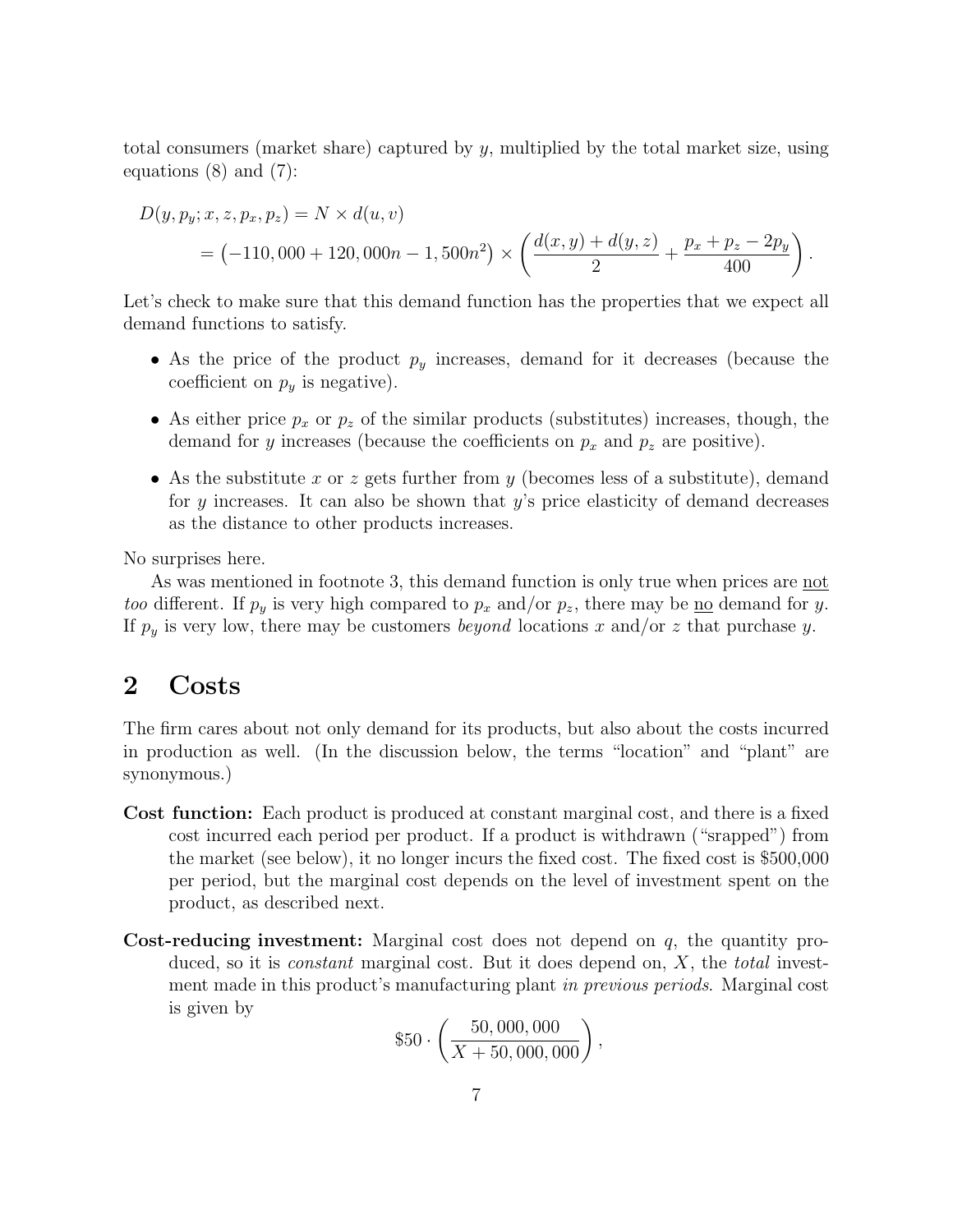total consumers (market share) captured by $y$, multiplied by the total market size, using equations (8) and (7):

$$
\begin{aligned}
D(y, p_y; x, z, p_x, p_z) &= N \times d(u, v) \\
&= \left(-110,000 + 120,000n - 1,500n^2\right) \times \left( \frac{d(x,y) + d(y,z)}{2} + \frac{p_x + p_z - 2p_y}{400} \right).
\end{aligned}
$$

Let's check to make sure that this demand function has the properties that we expect all demand functions to satisfy.

- As the price of the product $p_y$ increases, demand for it decreases (because the coefficient on $p_y$ is negative).
- As either price $p_x$ or $p_z$ of the similar products (substitutes) increases, though, the demand for $y$ increases (because the coefficients on $p_x$ and $p_z$ are positive).
- As the substitute $x$ or $z$ gets further from $y$ (becomes less of a substitute), demand for $y$ increases. It can also be shown that $y$'s price elasticity of demand decreases as the distance to other products increases.

No surprises here.

As was mentioned in footnote 3, this demand function is only true when prices are not *too* different. If $p_y$ is very high compared to $p_x$ and/or $p_z$, there may be no demand for $y$. If $p_y$ is very low, there may be customers *beyond* locations $x$ and/or $z$ that purchase $y$.

## 2 Costs

The firm cares about not only demand for its products, but also about the costs incurred in production as well. (In the discussion below, the terms "location" and "plant" are synonymous.)

**Cost function:** Each product is produced at constant marginal cost, and there is a fixed cost incurred each period per product. If a product is withdrawn ("srapped") from the market (see below), it no longer incurs the fixed cost. The fixed cost is \$500,000 per period, but the marginal cost depends on the level of investment spent on the product, as described next.

**Cost-reducing investment:** Marginal cost does not depend on $q$, the quantity produced, so it is *constant* marginal cost. But it does depend on, $X$, the *total* investment made in this product's manufacturing plant *in previous periods*. Marginal cost is given by

$$
\$50 \cdot \left( \frac{50,000,000}{X + 50,000,000} \right),
$$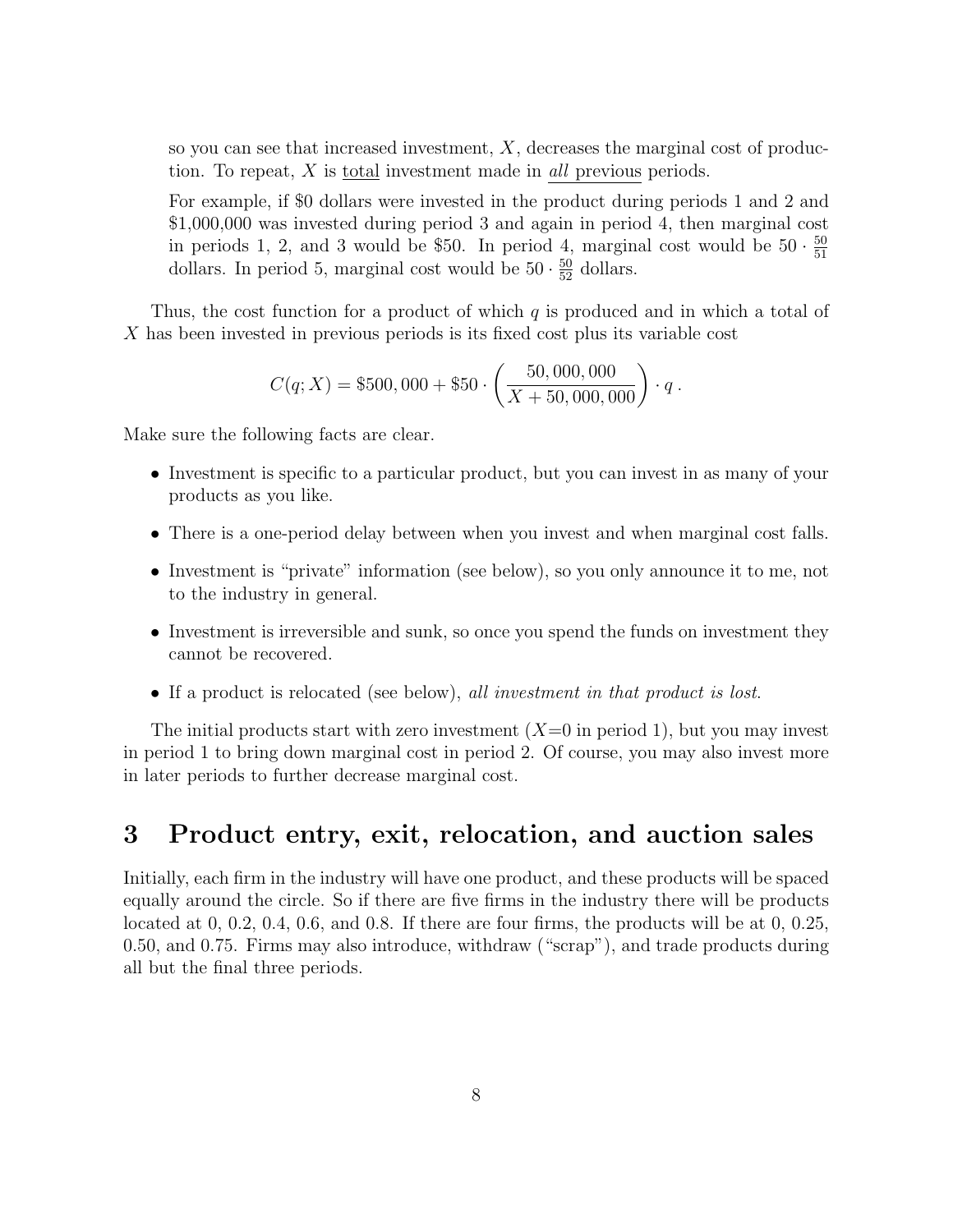so you can see that increased investment, $X$, decreases the marginal cost of production. To repeat, $X$ is total investment made in *all* previous periods.

For example, if \$0 dollars were invested in the product during periods 1 and 2 and \$1,000,000 was invested during period 3 and again in period 4, then marginal cost in periods 1, 2, and 3 would be \$50. In period 4, marginal cost would be $50 \cdot \frac{50}{51}$ dollars. In period 5, marginal cost would be $50 \cdot \frac{50}{52}$ dollars.

Thus, the cost function for a product of which $q$ is produced and in which a total of $X$ has been invested in previous periods is its fixed cost plus its variable cost

$$C(q; X) = \$500,000 + \$50 \cdot \left( \frac{50,000,000}{X + 50,000,000} \right) \cdot q \, .$$

Make sure the following facts are clear.

- Investment is specific to a particular product, but you can invest in as many of your products as you like.
- There is a one-period delay between when you invest and when marginal cost falls.
- Investment is "private" information (see below), so you only announce it to me, not to the industry in general.
- Investment is irreversible and sunk, so once you spend the funds on investment they cannot be recovered.
- If a product is relocated (see below), *all investment in that product is lost.*

The initial products start with zero investment ($X$=0 in period 1), but you may invest in period 1 to bring down marginal cost in period 2. Of course, you may also invest more in later periods to further decrease marginal cost.

## 3 Product entry, exit, relocation, and auction sales

Initially, each firm in the industry will have one product, and these products will be spaced equally around the circle. So if there are five firms in the industry there will be products located at 0, 0.2, 0.4, 0.6, and 0.8. If there are four firms, the products will be at 0, 0.25, 0.50, and 0.75. Firms may also introduce, withdraw ("scrap"), and trade products during all but the final three periods.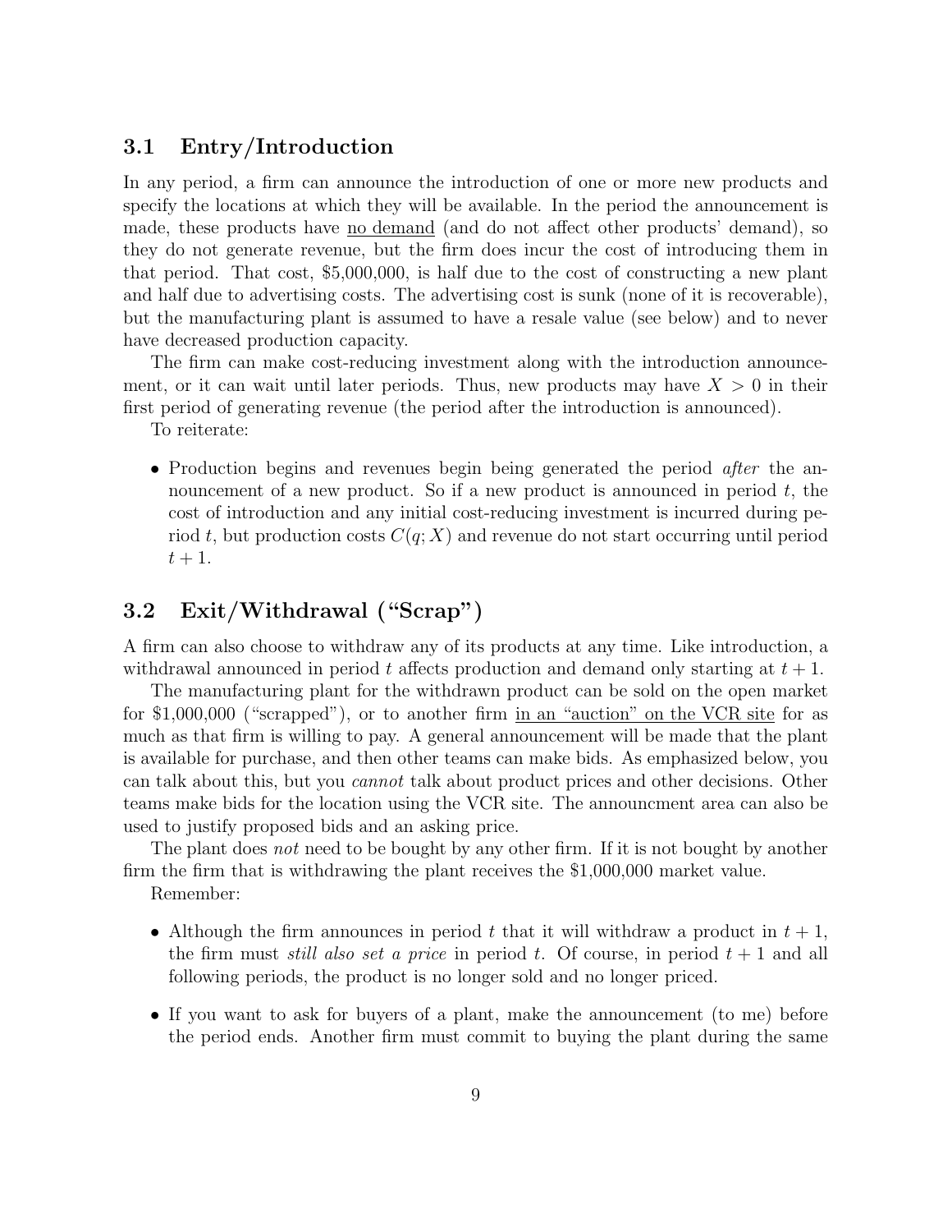## 3.1 Entry/Introduction

In any period, a firm can announce the introduction of one or more new products and specify the locations at which they will be available. In the period the announcement is made, these products have <u>no demand</u> (and do not affect other products' demand), so they do not generate revenue, but the firm does incur the cost of introducing them in that period. That cost, \$5,000,000, is half due to the cost of constructing a new plant and half due to advertising costs. The advertising cost is sunk (none of it is recoverable), but the manufacturing plant is assumed to have a resale value (see below) and to never have decreased production capacity.

The firm can make cost-reducing investment along with the introduction announcement, or it can wait until later periods. Thus, new products may have $X > 0$ in their first period of generating revenue (the period after the introduction is announced).

To reiterate:

- Production begins and revenues begin being generated the period *after* the announcement of a new product. So if a new product is announced in period $t$, the cost of introduction and any initial cost-reducing investment is incurred during period $t$, but production costs $C(q; X)$ and revenue do not start occurring until period $t + 1$.

## 3.2 Exit/Withdrawal ("Scrap")

A firm can also choose to withdraw any of its products at any time. Like introduction, a withdrawal announced in period $t$ affects production and demand only starting at $t + 1$.

The manufacturing plant for the withdrawn product can be sold on the open market for \$1,000,000 ("scrapped"), or to another firm <u>in an "auction" on the VCR site</u> for as much as that firm is willing to pay. A general announcement will be made that the plant is available for purchase, and then other teams can make bids. As emphasized below, you can talk about this, but you *cannot* talk about product prices and other decisions. Other teams make bids for the location using the VCR site. The announcment area can also be used to justify proposed bids and an asking price.

The plant does *not* need to be bought by any other firm. If it is not bought by another firm the firm that is withdrawing the plant receives the \$1,000,000 market value.

Remember:

- Although the firm announces in period $t$ that it will withdraw a product in $t + 1$, the firm must *still also set a price* in period $t$. Of course, in period $t + 1$ and all following periods, the product is no longer sold and no longer priced.
- If you want to ask for buyers of a plant, make the announcement (to me) before the period ends. Another firm must commit to buying the plant during the same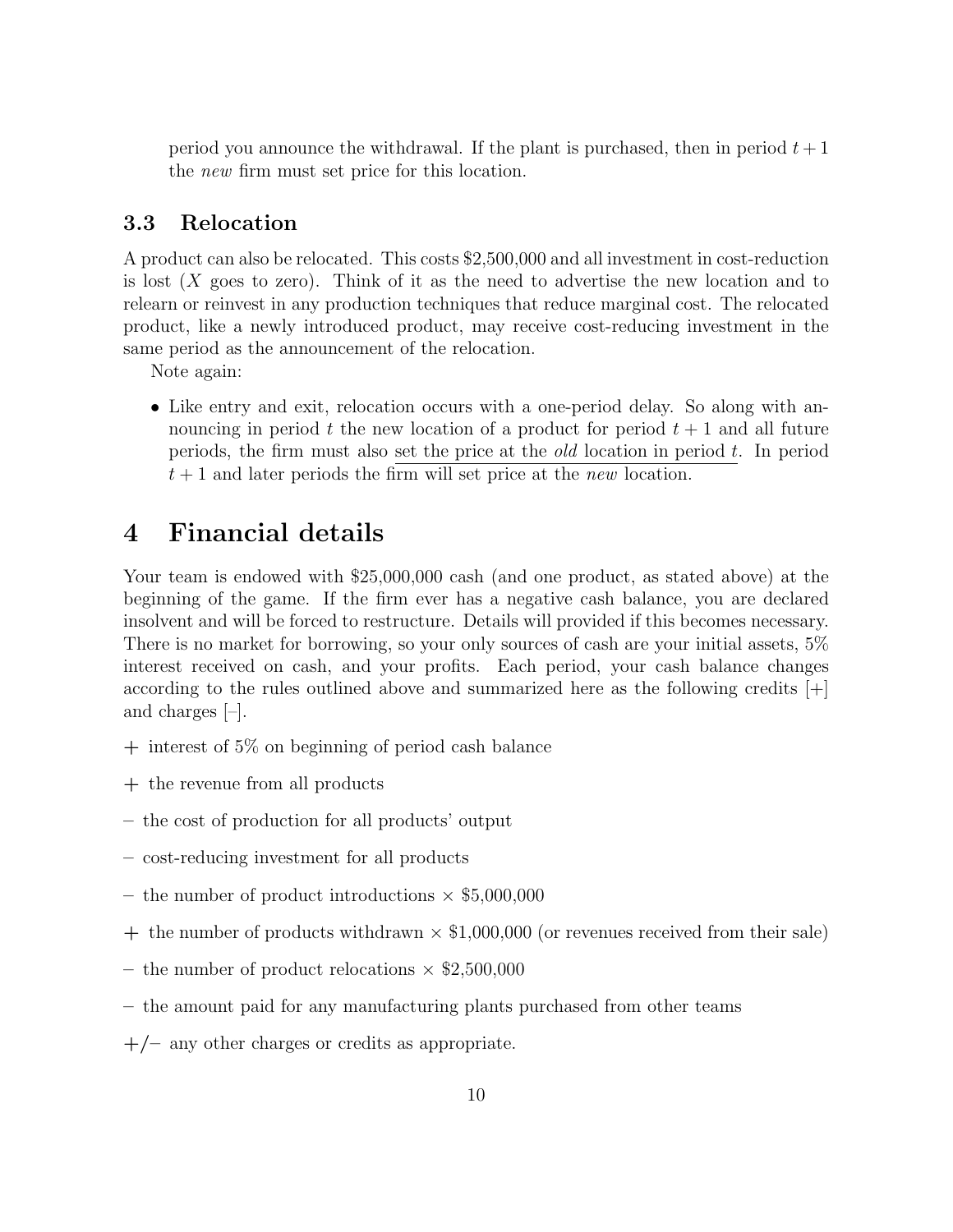period you announce the withdrawal. If the plant is purchased, then in period $t+1$ the *new* firm must set price for this location.

### 3.3 Relocation

A product can also be relocated. This costs \$2,500,000 and all investment in cost-reduction is lost ($X$ goes to zero). Think of it as the need to advertise the new location and to relearn or reinvest in any production techniques that reduce marginal cost. The relocated product, like a newly introduced product, may receive cost-reducing investment in the same period as the announcement of the relocation.

Note again:

- Like entry and exit, relocation occurs with a one-period delay. So along with announcing in period $t$ the new location of a product for period $t+1$ and all future periods, the firm must also set the price at the *old* location in period $t$. In period $t+1$ and later periods the firm will set price at the *new* location.

## 4 Financial details

Your team is endowed with \$25,000,000 cash (and one product, as stated above) at the beginning of the game. If the firm ever has a negative cash balance, you are declared insolvent and will be forced to restructure. Details will provided if this becomes necessary. There is no market for borrowing, so your only sources of cash are your initial assets, 5% interest received on cash, and your profits. Each period, your cash balance changes according to the rules outlined above and summarized here as the following credits [+] and charges [–].

+ interest of 5% on beginning of period cash balance

+ the revenue from all products

– the cost of production for all products' output

– cost-reducing investment for all products

– the number of product introductions × \$5,000,000

+ the number of products withdrawn × \$1,000,000 (or revenues received from their sale)

– the number of product relocations × \$2,500,000

– the amount paid for any manufacturing plants purchased from other teams

+/– any other charges or credits as appropriate.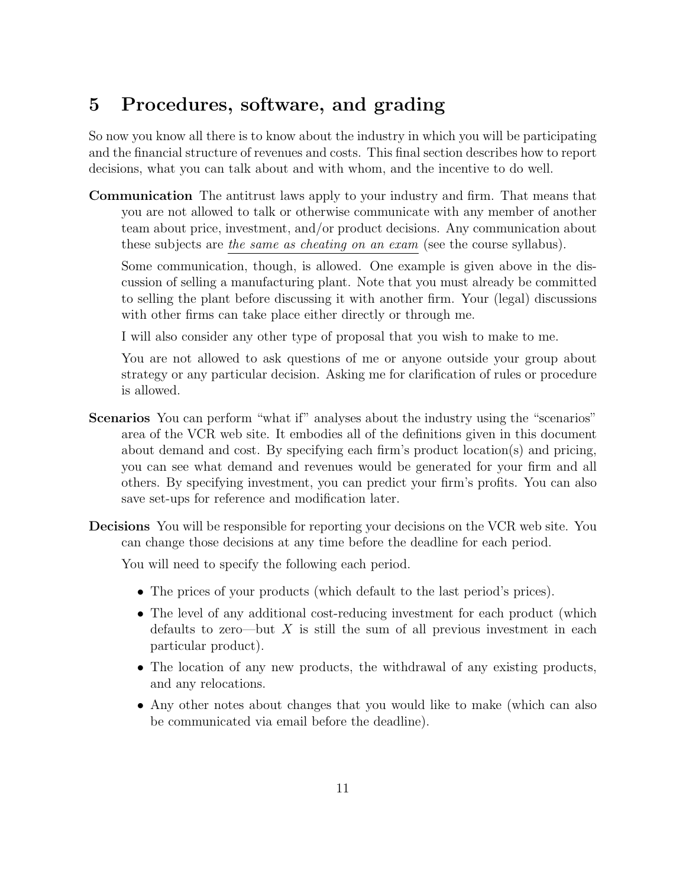## 5 Procedures, software, and grading

So now you know all there is to know about the industry in which you will be participating and the financial structure of revenues and costs. This final section describes how to report decisions, what you can talk about and with whom, and the incentive to do well.

**Communication** The antitrust laws apply to your industry and firm. That means that you are not allowed to talk or otherwise communicate with any member of another team about price, investment, and/or product decisions. Any communication about these subjects are <u>*the same as cheating on an exam*</u> (see the course syllabus).

Some communication, though, is allowed. One example is given above in the discussion of selling a manufacturing plant. Note that you must already be committed to selling the plant before discussing it with another firm. Your (legal) discussions with other firms can take place either directly or through me.

I will also consider any other type of proposal that you wish to make to me.

You are not allowed to ask questions of me or anyone outside your group about strategy or any particular decision. Asking me for clarification of rules or procedure is allowed.

**Scenarios** You can perform "what if" analyses about the industry using the "scenarios" area of the VCR web site. It embodies all of the definitions given in this document about demand and cost. By specifying each firm's product location(s) and pricing, you can see what demand and revenues would be generated for your firm and all others. By specifying investment, you can predict your firm's profits. You can also save set-ups for reference and modification later.

**Decisions** You will be responsible for reporting your decisions on the VCR web site. You can change those decisions at any time before the deadline for each period.

You will need to specify the following each period.

- The prices of your products (which default to the last period's prices).
- The level of any additional cost-reducing investment for each product (which defaults to zero—but $X$ is still the sum of all previous investment in each particular product).
- The location of any new products, the withdrawal of any existing products, and any relocations.
- Any other notes about changes that you would like to make (which can also be communicated via email before the deadline).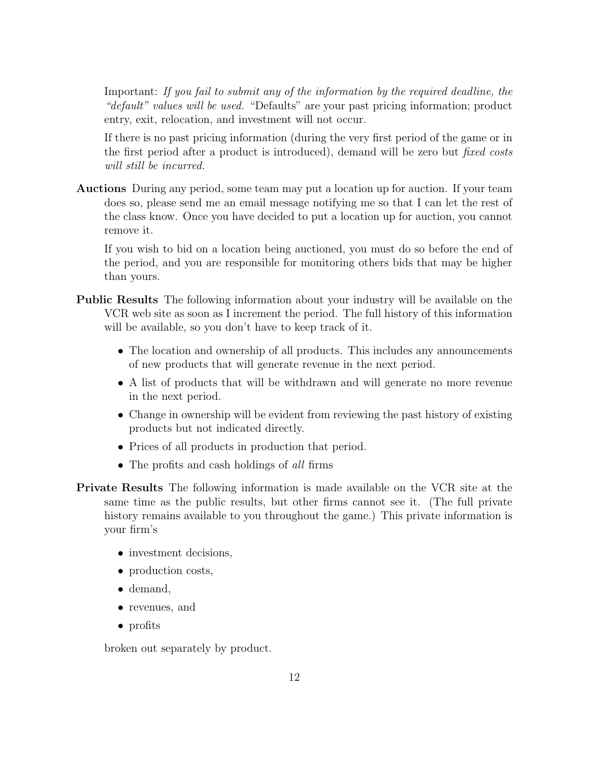Important: *If you fail to submit any of the information by the required deadline, the "default" values will be used.* "Defaults" are your past pricing information; product entry, exit, relocation, and investment will not occur.

If there is no past pricing information (during the very first period of the game or in the first period after a product is introduced), demand will be zero but *fixed costs will still be incurred.*

**Auctions** During any period, some team may put a location up for auction. If your team does so, please send me an email message notifying me so that I can let the rest of the class know. Once you have decided to put a location up for auction, you cannot remove it.

If you wish to bid on a location being auctioned, you must do so before the end of the period, and you are responsible for monitoring others bids that may be higher than yours.

**Public Results** The following information about your industry will be available on the VCR web site as soon as I increment the period. The full history of this information will be available, so you don't have to keep track of it.

- The location and ownership of all products. This includes any announcements of new products that will generate revenue in the next period.
- A list of products that will be withdrawn and will generate no more revenue in the next period.
- Change in ownership will be evident from reviewing the past history of existing products but not indicated directly.
- Prices of all products in production that period.
- The profits and cash holdings of *all* firms

**Private Results** The following information is made available on the VCR site at the same time as the public results, but other firms cannot see it. (The full private history remains available to you throughout the game.) This private information is your firm's

- investment decisions,
- production costs,
- demand,
- revenues, and
- profits

broken out separately by product.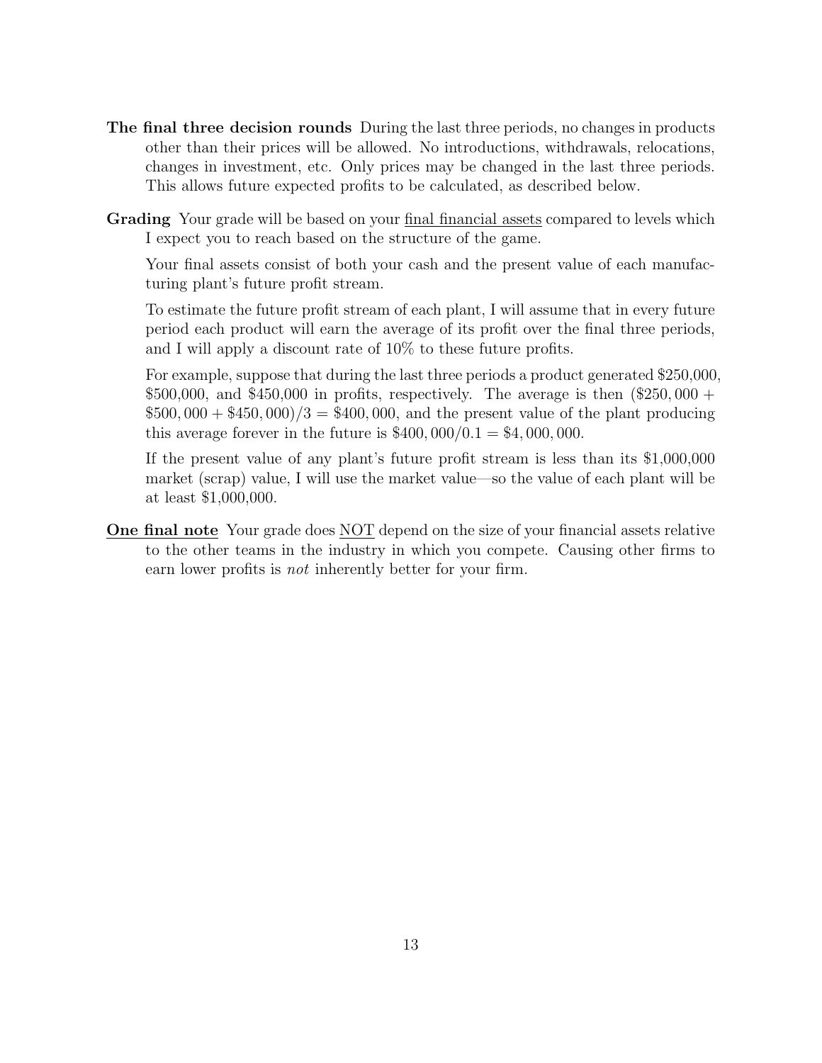**The final three decision rounds** During the last three periods, no changes in products other than their prices will be allowed. No introductions, withdrawals, relocations, changes in investment, etc. Only prices may be changed in the last three periods. This allows future expected profits to be calculated, as described below.

**Grading** Your grade will be based on your <u>final financial assets</u> compared to levels which I expect you to reach based on the structure of the game.

Your final assets consist of both your cash and the present value of each manufacturing plant's future profit stream.

To estimate the future profit stream of each plant, I will assume that in every future period each product will earn the average of its profit over the final three periods, and I will apply a discount rate of 10% to these future profits.

For example, suppose that during the last three periods a product generated \$250,000, \$500,000, and \$450,000 in profits, respectively. The average is then $(\$250,000 + \$500,000 + \$450,000)/3 = \$400,000$, and the present value of the plant producing this average forever in the future is $\$400,000/0.1 = \$4,000,000$.

If the present value of any plant's future profit stream is less than its \$1,000,000 market (scrap) value, I will use the market value—so the value of each plant will be at least \$1,000,000.

**<u>One final note</u>** Your grade does <u>NOT</u> depend on the size of your financial assets relative to the other teams in the industry in which you compete. Causing other firms to earn lower profits is *not* inherently better for your firm.